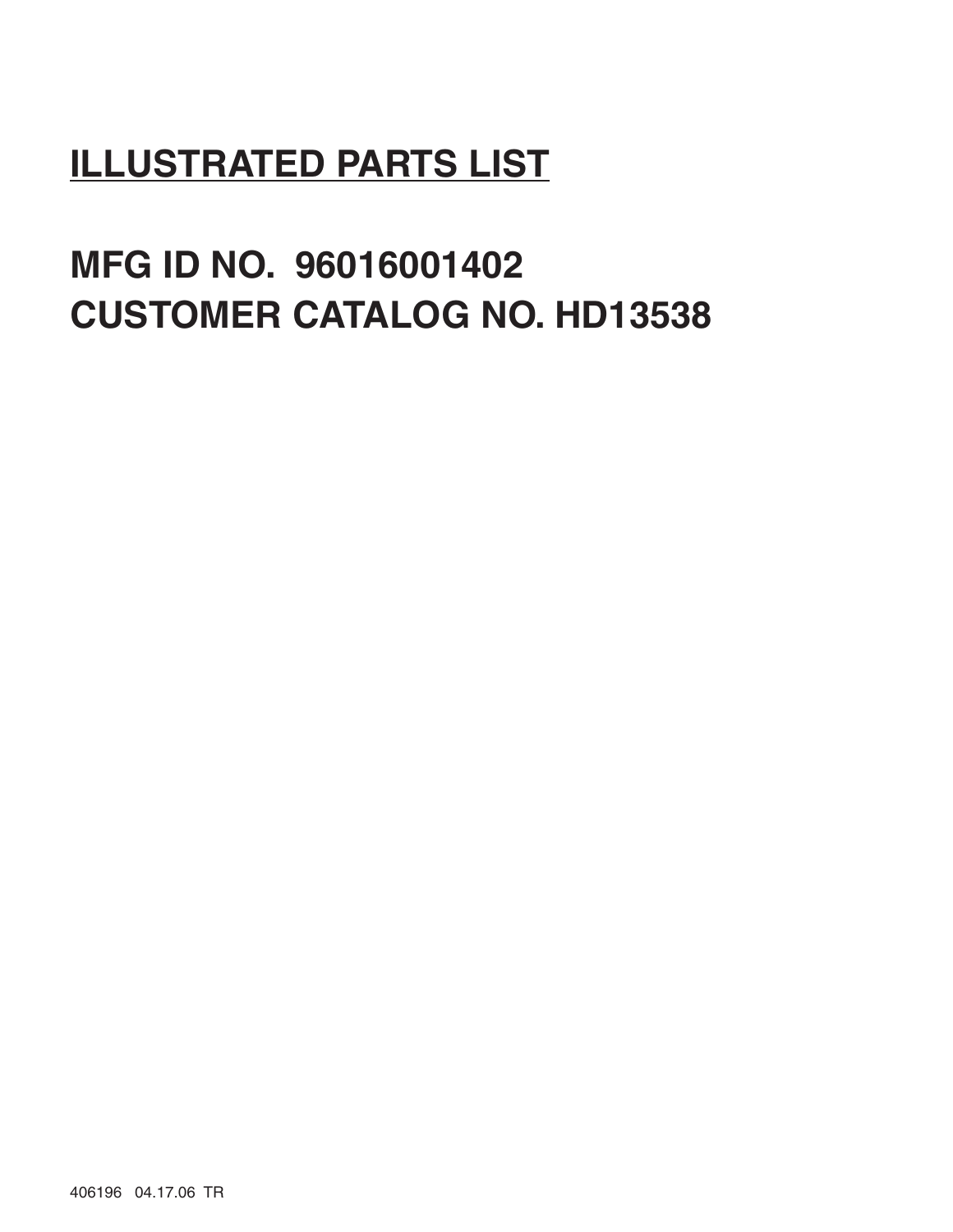# ILLUSTRATED PARTS LIST

## MFG ID NO. 96016001402
## CUSTOMER CATALOG NO. HD13538

406196 04.17.06 TR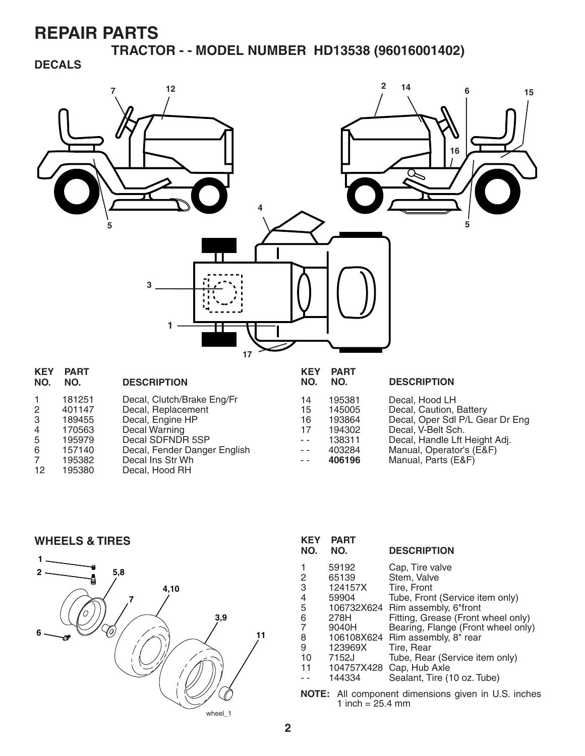# REPAIR PARTS

## TRACTOR - - MODEL NUMBER HD13538 (96016001402)

### DECALS

| KEY NO. | PART NO. | DESCRIPTION |
|---|---|---|
| 1 | 181251 | Decal, Clutch/Brake Eng/Fr |
| 2 | 401147 | Decal, Replacement |
| 3 | 189455 | Decal, Engine HP |
| 4 | 170563 | Decal Warning |
| 5 | 195979 | Decal SDFNDR 5SP |
| 6 | 157140 | Decal, Fender Danger English |
| 7 | 195382 | Decal Ins Str Wh |
| 12 | 195380 | Decal, Hood RH |
| 14 | 195381 | Decal, Hood LH |
| 15 | 145005 | Decal, Caution, Battery |
| 16 | 193864 | Decal, Oper Sdl P/L Gear Dr Eng |
| 17 | 194302 | Decal, V-Belt Sch. |
| - - | 138311 | Decal, Handle Lft Height Adj. |
| - - | 403284 | Manual, Operator's (E&F) |
| - - | **406196** | Manual, Parts (E&F) |

### WHEELS & TIRES

| KEY NO. | PART NO. | DESCRIPTION |
|---|---|---|
| 1 | 59192 | Cap, Tire valve |
| 2 | 65139 | Stem, Valve |
| 3 | 124157X | Tire, Front |
| 4 | 59904 | Tube, Front (Service item only) |
| 5 | 106732X624 | Rim assembly, 6"front |
| 6 | 278H | Fitting, Grease (Front wheel only) |
| 7 | 9040H | Bearing, Flange (Front wheel only) |
| 8 | 106108X624 | Rim assembly, 8" rear |
| 9 | 123969X | Tire, Rear |
| 10 | 7152J | Tube, Rear (Service item only) |
| 11 | 104757X428 | Cap, Hub Axle |
| - - | 144334 | Sealant, Tire (10 oz. Tube) |

**NOTE:** All component dimensions given in U.S. inches 1 inch = 25.4 mm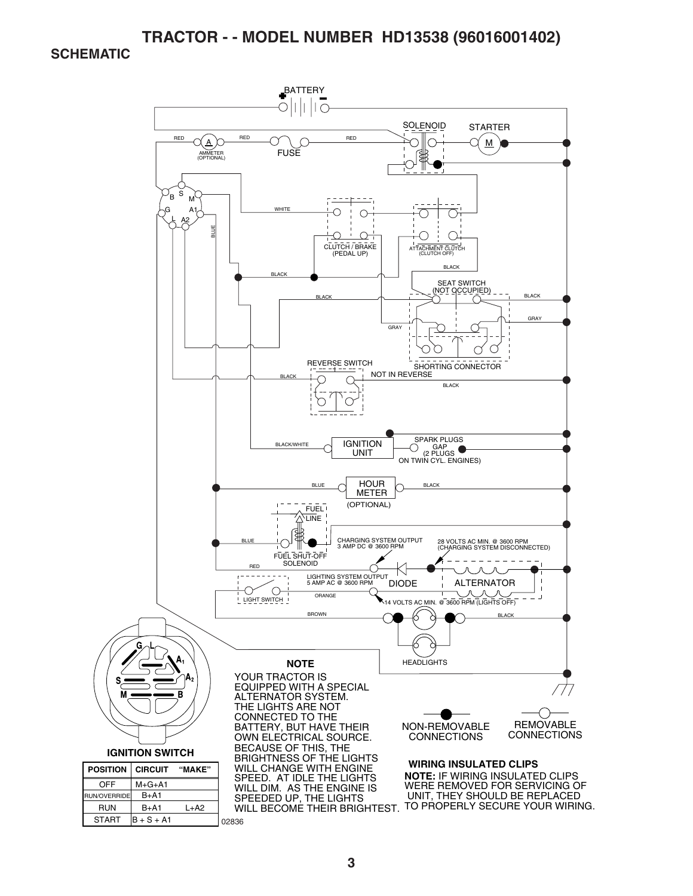# TRACTOR - - MODEL NUMBER HD13538 (96016001402)

## SCHEMATIC

BATTERY

SOLENOID

STARTER

M

RED

A

AMMETER (OPTIONAL)

RED

FUSE

RED

B S M G A1 L A2

WHITE

BLUE

CLUTCH / BRAKE (PEDAL UP)

ATTACHMENT CLUTCH (CLUTCH OFF)

BLACK

BLACK

SEAT SWITCH (NOT OCCUPIED)

BLACK

BLACK

GRAY

GRAY

SHORTING CONNECTOR

REVERSE SWITCH

BLACK

NOT IN REVERSE

BLACK

BLACK/WHITE

IGNITION UNIT

SPARK PLUGS GAP (2 PLUGS ON TWIN CYL. ENGINES)

BLUE

HOUR METER

BLACK

(OPTIONAL)

FUEL LINE

BLUE

FUEL SHUT-OFF SOLENOID

CHARGING SYSTEM OUTPUT 3 AMP DC @ 3600 RPM

28 VOLTS AC MIN. @ 3600 RPM (CHARGING SYSTEM DISCONNECTED)

RED

LIGHTING SYSTEM OUTPUT 5 AMP AC @ 3600 RPM

DIODE

ALTERNATOR

LIGHT SWITCH

ORANGE

14 VOLTS AC MIN. @ 3600 RPM (LIGHTS OFF)

BROWN

BLACK

HEADLIGHTS

G L A1 A2 S M B

**IGNITION SWITCH**

| POSITION | CIRCUIT | "MAKE" |
|---|---|---|
| OFF | M+G+A1 | |
| RUN/OVERRIDE | B+A1 | |
| RUN | B+A1 | L+A2 |
| START | B + S + A1 | |

02836

**NOTE**

YOUR TRACTOR IS EQUIPPED WITH A SPECIAL ALTERNATOR SYSTEM. THE LIGHTS ARE NOT CONNECTED TO THE BATTERY, BUT HAVE THEIR OWN ELECTRICAL SOURCE. BECAUSE OF THIS, THE BRIGHTNESS OF THE LIGHTS WILL CHANGE WITH ENGINE SPEED. AT IDLE THE LIGHTS WILL DIM. AS THE ENGINE IS SPEEDED UP, THE LIGHTS WILL BECOME THEIR BRIGHTEST.

NON-REMOVABLE CONNECTIONS

REMOVABLE CONNECTIONS

**WIRING INSULATED CLIPS**

**NOTE:** IF WIRING INSULATED CLIPS WERE REMOVED FOR SERVICING OF UNIT, THEY SHOULD BE REPLACED TO PROPERLY SECURE YOUR WIRING.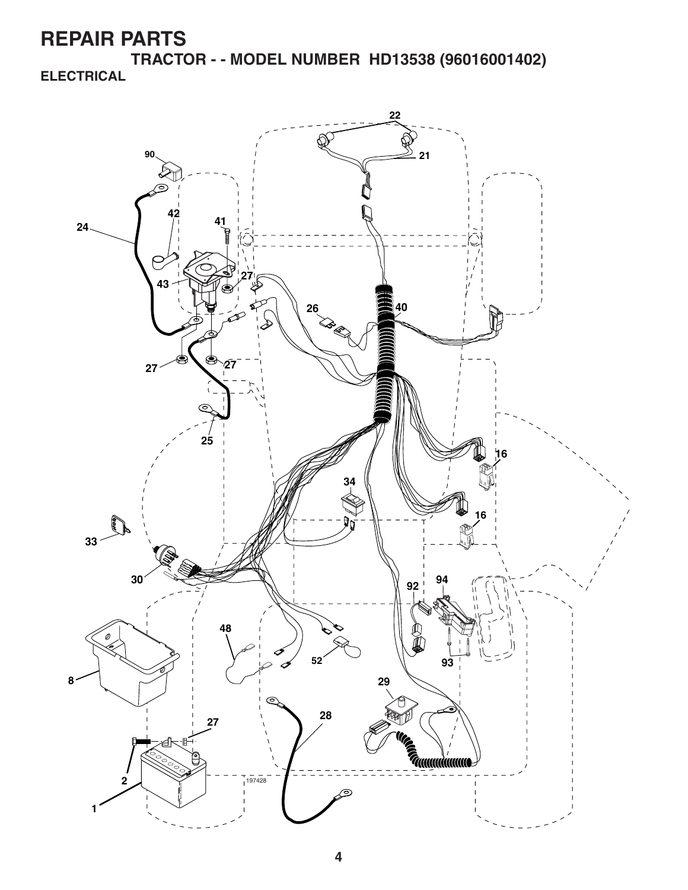# REPAIR PARTS

## TRACTOR - - MODEL NUMBER HD13538 (96016001402)

### ELECTRICAL

22
90
21
42
41
24
43
27
26
40
27
27
25
16
34
16
33
30
94
92
48
52
93
8
29
27
28
2
197428
1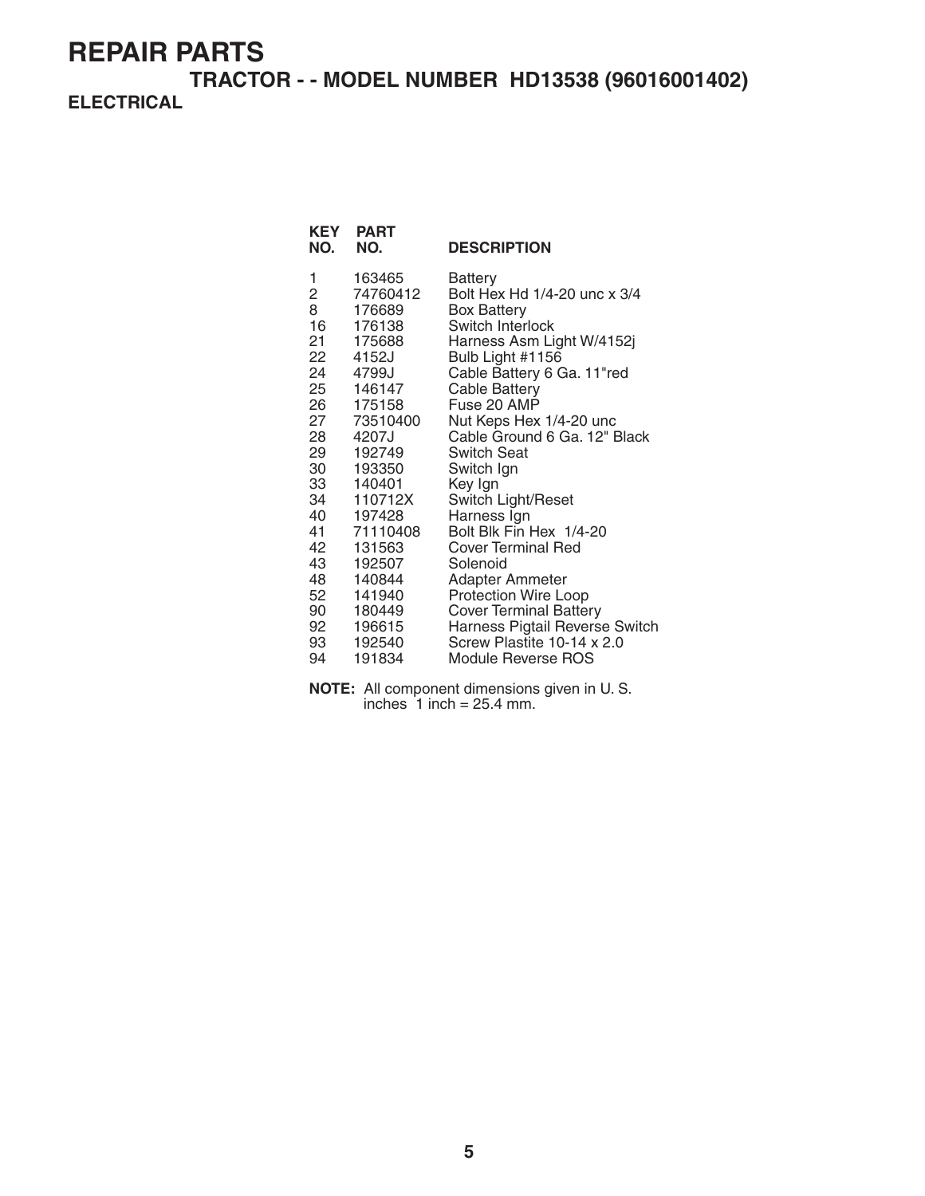# REPAIR PARTS

## TRACTOR - - MODEL NUMBER HD13538 (96016001402)

### ELECTRICAL

| KEY NO. | PART NO. | DESCRIPTION |
|---|---|---|
| 1 | 163465 | Battery |
| 2 | 74760412 | Bolt Hex Hd 1/4-20 unc x 3/4 |
| 8 | 176689 | Box Battery |
| 16 | 176138 | Switch Interlock |
| 21 | 175688 | Harness Asm Light W/4152j |
| 22 | 4152J | Bulb Light #1156 |
| 24 | 4799J | Cable Battery 6 Ga. 11"red |
| 25 | 146147 | Cable Battery |
| 26 | 175158 | Fuse 20 AMP |
| 27 | 73510400 | Nut Keps Hex 1/4-20 unc |
| 28 | 4207J | Cable Ground 6 Ga. 12" Black |
| 29 | 192749 | Switch Seat |
| 30 | 193350 | Switch Ign |
| 33 | 140401 | Key Ign |
| 34 | 110712X | Switch Light/Reset |
| 40 | 197428 | Harness Ign |
| 41 | 71110408 | Bolt Blk Fin Hex 1/4-20 |
| 42 | 131563 | Cover Terminal Red |
| 43 | 192507 | Solenoid |
| 48 | 140844 | Adapter Ammeter |
| 52 | 141940 | Protection Wire Loop |
| 90 | 180449 | Cover Terminal Battery |
| 92 | 196615 | Harness Pigtail Reverse Switch |
| 93 | 192540 | Screw Plastite 10-14 x 2.0 |
| 94 | 191834 | Module Reverse ROS |

**NOTE:** All component dimensions given in U. S. inches 1 inch = 25.4 mm.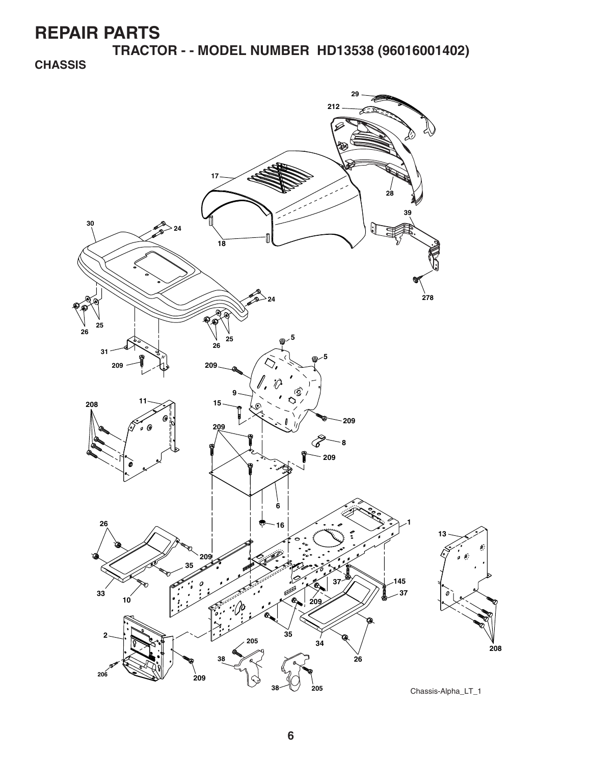# REPAIR PARTS

## TRACTOR - - MODEL NUMBER HD13538 (96016001402)

### CHASSIS

Chassis-Alpha_LT_1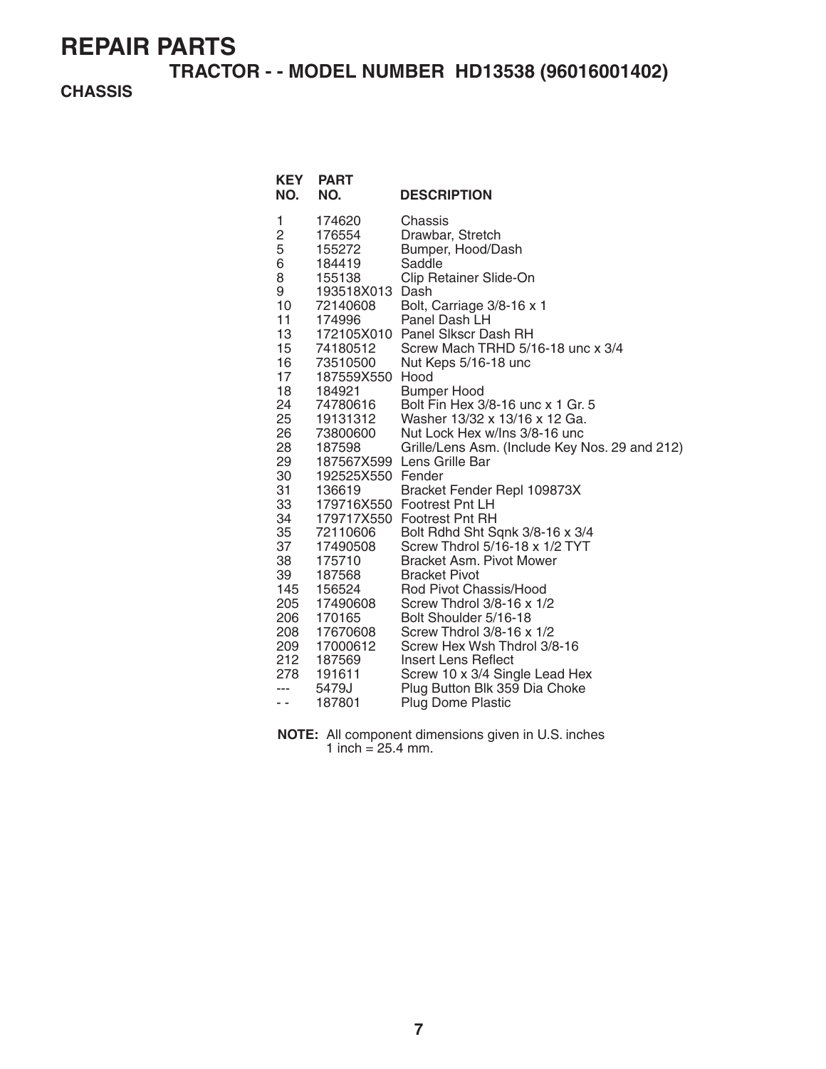# REPAIR PARTS

## TRACTOR - - MODEL NUMBER HD13538 (96016001402)

### CHASSIS

| KEY NO. | PART NO. | DESCRIPTION |
|---|---|---|
| 1 | 174620 | Chassis |
| 2 | 176554 | Drawbar, Stretch |
| 5 | 155272 | Bumper, Hood/Dash |
| 6 | 184419 | Saddle |
| 8 | 155138 | Clip Retainer Slide-On |
| 9 | 193518X013 | Dash |
| 10 | 72140608 | Bolt, Carriage 3/8-16 x 1 |
| 11 | 174996 | Panel Dash LH |
| 13 | 172105X010 | Panel Slkscr Dash RH |
| 15 | 74180512 | Screw Mach TRHD 5/16-18 unc x 3/4 |
| 16 | 73510500 | Nut Keps 5/16-18 unc |
| 17 | 187559X550 | Hood |
| 18 | 184921 | Bumper Hood |
| 24 | 74780616 | Bolt Fin Hex 3/8-16 unc x 1 Gr. 5 |
| 25 | 19131312 | Washer 13/32 x 13/16 x 12 Ga. |
| 26 | 73800600 | Nut Lock Hex w/Ins 3/8-16 unc |
| 28 | 187598 | Grille/Lens Asm. (Include Key Nos. 29 and 212) |
| 29 | 187567X599 | Lens Grille Bar |
| 30 | 192525X550 | Fender |
| 31 | 136619 | Bracket Fender Repl 109873X |
| 33 | 179716X550 | Footrest Pnt LH |
| 34 | 179717X550 | Footrest Pnt RH |
| 35 | 72110606 | Bolt Rdhd Sht Sqnk 3/8-16 x 3/4 |
| 37 | 17490508 | Screw Thdrol 5/16-18 x 1/2 TYT |
| 38 | 175710 | Bracket Asm. Pivot Mower |
| 39 | 187568 | Bracket Pivot |
| 145 | 156524 | Rod Pivot Chassis/Hood |
| 205 | 17490608 | Screw Thdrol 3/8-16 x 1/2 |
| 206 | 170165 | Bolt Shoulder 5/16-18 |
| 208 | 17670608 | Screw Thdrol 3/8-16 x 1/2 |
| 209 | 17000612 | Screw Hex Wsh Thdrol 3/8-16 |
| 212 | 187569 | Insert Lens Reflect |
| 278 | 191611 | Screw 10 x 3/4 Single Lead Hex |
| --- | 5479J | Plug Button Blk 359 Dia Choke |
| - - | 187801 | Plug Dome Plastic |

**NOTE:** All component dimensions given in U.S. inches
1 inch = 25.4 mm.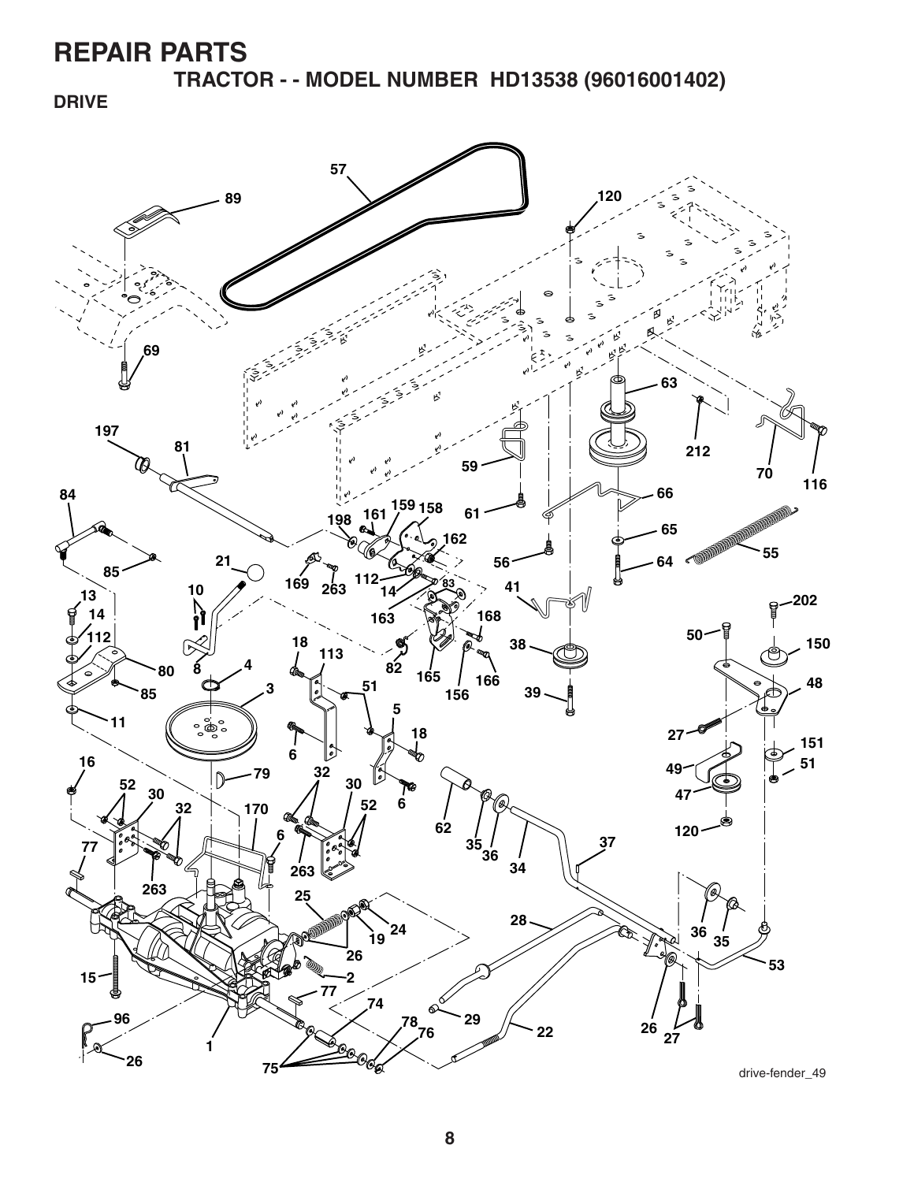# REPAIR PARTS

## TRACTOR - - MODEL NUMBER HD13538 (96016001402)

### DRIVE

drive-fender_49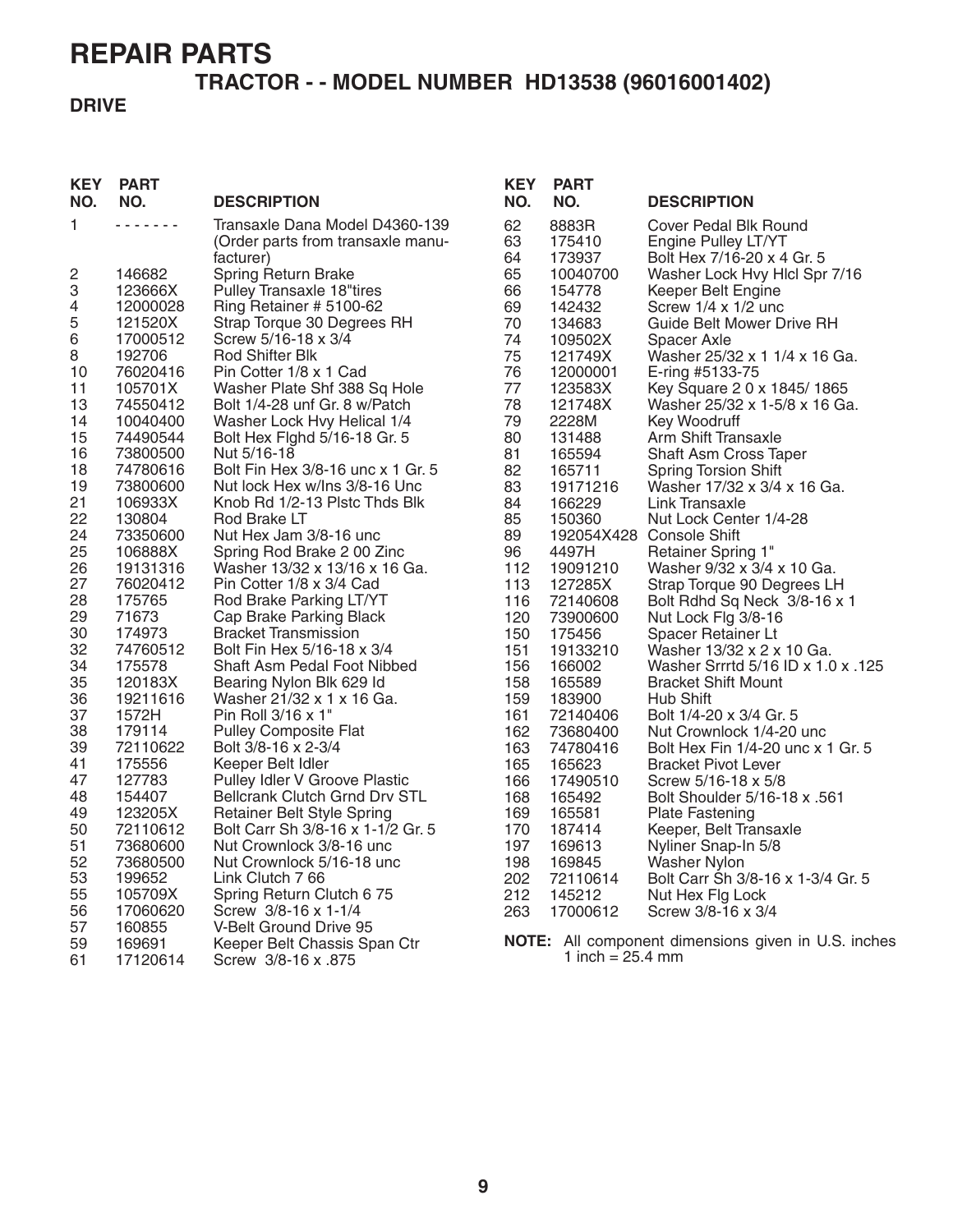# REPAIR PARTS

## TRACTOR - - MODEL NUMBER HD13538 (96016001402)

### DRIVE

| KEY NO. | PART NO. | DESCRIPTION |
|---|---|---|
| 1 | - - - - - - - | Transaxle Dana Model D4360-139 (Order parts from transaxle manufacturer) |
| 2 | 146682 | Spring Return Brake |
| 3 | 123666X | Pulley Transaxle 18"tires |
| 4 | 12000028 | Ring Retainer # 5100-62 |
| 5 | 121520X | Strap Torque 30 Degrees RH |
| 6 | 17000512 | Screw 5/16-18 x 3/4 |
| 8 | 192706 | Rod Shifter Blk |
| 10 | 76020416 | Pin Cotter 1/8 x 1 Cad |
| 11 | 105701X | Washer Plate Shf 388 Sq Hole |
| 13 | 74550412 | Bolt 1/4-28 unf Gr. 8 w/Patch |
| 14 | 10040400 | Washer Lock Hvy Helical 1/4 |
| 15 | 74490544 | Bolt Hex Flghd 5/16-18 Gr. 5 |
| 16 | 73800500 | Nut 5/16-18 |
| 18 | 74780616 | Bolt Fin Hex 3/8-16 unc x 1 Gr. 5 |
| 19 | 73800600 | Nut lock Hex w/Ins 3/8-16 Unc |
| 21 | 106933X | Knob Rd 1/2-13 Plstc Thds Blk |
| 22 | 130804 | Rod Brake LT |
| 24 | 73350600 | Nut Hex Jam 3/8-16 unc |
| 25 | 106888X | Spring Rod Brake 2 00 Zinc |
| 26 | 19131316 | Washer 13/32 x 13/16 x 16 Ga. |
| 27 | 76020412 | Pin Cotter 1/8 x 3/4 Cad |
| 28 | 175765 | Rod Brake Parking LT/YT |
| 29 | 71673 | Cap Brake Parking Black |
| 30 | 174973 | Bracket Transmission |
| 32 | 74760512 | Bolt Fin Hex 5/16-18 x 3/4 |
| 34 | 175578 | Shaft Asm Pedal Foot Nibbed |
| 35 | 120183X | Bearing Nylon Blk 629 Id |
| 36 | 19211616 | Washer 21/32 x 1 x 16 Ga. |
| 37 | 1572H | Pin Roll 3/16 x 1" |
| 38 | 179114 | Pulley Composite Flat |
| 39 | 72110622 | Bolt 3/8-16 x 2-3/4 |
| 41 | 175556 | Keeper Belt Idler |
| 47 | 127783 | Pulley Idler V Groove Plastic |
| 48 | 154407 | Bellcrank Clutch Grnd Drv STL |
| 49 | 123205X | Retainer Belt Style Spring |
| 50 | 72110612 | Bolt Carr Sh 3/8-16 x 1-1/2 Gr. 5 |
| 51 | 73680600 | Nut Crownlock 3/8-16 unc |
| 52 | 73680500 | Nut Crownlock 5/16-18 unc |
| 53 | 199652 | Link Clutch 7 66 |
| 55 | 105709X | Spring Return Clutch 6 75 |
| 56 | 17060620 | Screw 3/8-16 x 1-1/4 |
| 57 | 160855 | V-Belt Ground Drive 95 |
| 59 | 169691 | Keeper Belt Chassis Span Ctr |
| 61 | 17120614 | Screw 3/8-16 x .875 |
| 62 | 8883R | Cover Pedal Blk Round |
| 63 | 175410 | Engine Pulley LT/YT |
| 64 | 173937 | Bolt Hex 7/16-20 x 4 Gr. 5 |
| 65 | 10040700 | Washer Lock Hvy Hlcl Spr 7/16 |
| 66 | 154778 | Keeper Belt Engine |
| 69 | 142432 | Screw 1/4 x 1/2 unc |
| 70 | 134683 | Guide Belt Mower Drive RH |
| 74 | 109502X | Spacer Axle |
| 75 | 121749X | Washer 25/32 x 1 1/4 x 16 Ga. |
| 76 | 12000001 | E-ring #5133-75 |
| 77 | 123583X | Key Square 2 0 x 1845/ 1865 |
| 78 | 121748X | Washer 25/32 x 1-5/8 x 16 Ga. |
| 79 | 2228M | Key Woodruff |
| 80 | 131488 | Arm Shift Transaxle |
| 81 | 165594 | Shaft Asm Cross Taper |
| 82 | 165711 | Spring Torsion Shift |
| 83 | 19171216 | Washer 17/32 x 3/4 x 16 Ga. |
| 84 | 166229 | Link Transaxle |
| 85 | 150360 | Nut Lock Center 1/4-28 |
| 89 | 192054X428 | Console Shift |
| 96 | 4497H | Retainer Spring 1" |
| 112 | 19091210 | Washer 9/32 x 3/4 x 10 Ga. |
| 113 | 127285X | Strap Torque 90 Degrees LH |
| 116 | 72140608 | Bolt Rdhd Sq Neck 3/8-16 x 1 |
| 120 | 73900600 | Nut Lock Flg 3/8-16 |
| 150 | 175456 | Spacer Retainer Lt |
| 151 | 19133210 | Washer 13/32 x 2 x 10 Ga. |
| 156 | 166002 | Washer Srrrtd 5/16 ID x 1.0 x .125 |
| 158 | 165589 | Bracket Shift Mount |
| 159 | 183900 | Hub Shift |
| 161 | 72140406 | Bolt 1/4-20 x 3/4 Gr. 5 |
| 162 | 73680400 | Nut Crownlock 1/4-20 unc |
| 163 | 74780416 | Bolt Hex Fin 1/4-20 unc x 1 Gr. 5 |
| 165 | 165623 | Bracket Pivot Lever |
| 166 | 17490510 | Screw 5/16-18 x 5/8 |
| 168 | 165492 | Bolt Shoulder 5/16-18 x .561 |
| 169 | 165581 | Plate Fastening |
| 170 | 187414 | Keeper, Belt Transaxle |
| 197 | 169613 | Nyliner Snap-In 5/8 |
| 198 | 169845 | Washer Nylon |
| 202 | 72110614 | Bolt Carr Sh 3/8-16 x 1-3/4 Gr. 5 |
| 212 | 145212 | Nut Hex Flg Lock |
| 263 | 17000612 | Screw 3/8-16 x 3/4 |

**NOTE:** All component dimensions given in U.S. inches
1 inch = 25.4 mm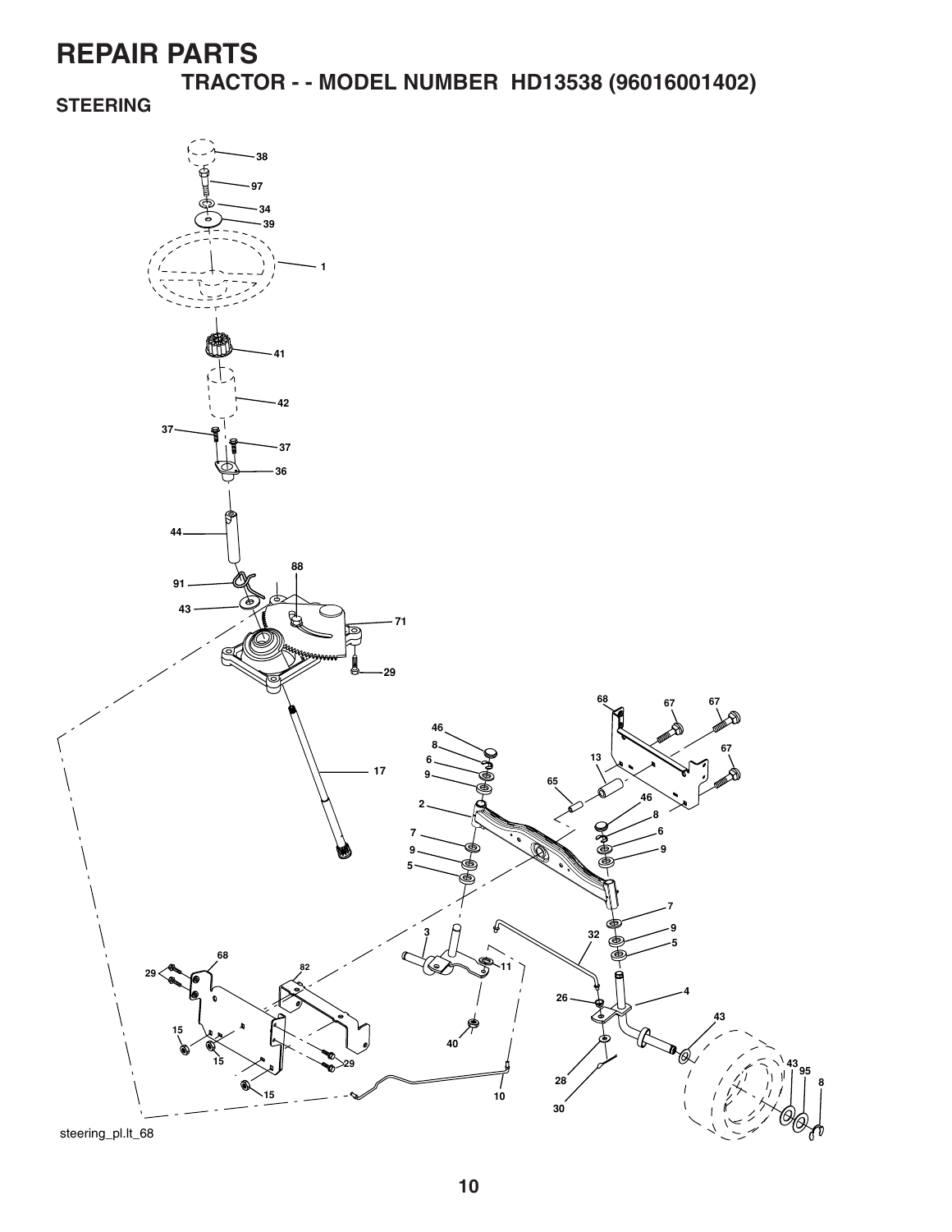# REPAIR PARTS

## TRACTOR - - MODEL NUMBER HD13538 (96016001402)

### STEERING

38
97
34
39
1
41
42
37
37
36
44
88
91
43
71
29
17
68
67
67
46
8
6
9
13
65
67
2
46
8
6
9
7
9
5
7
9
5
3
32
11
68
82
29
26
4
43
15
40
15
29
43
95
8
28
15
10
30

steering_pl.lt_68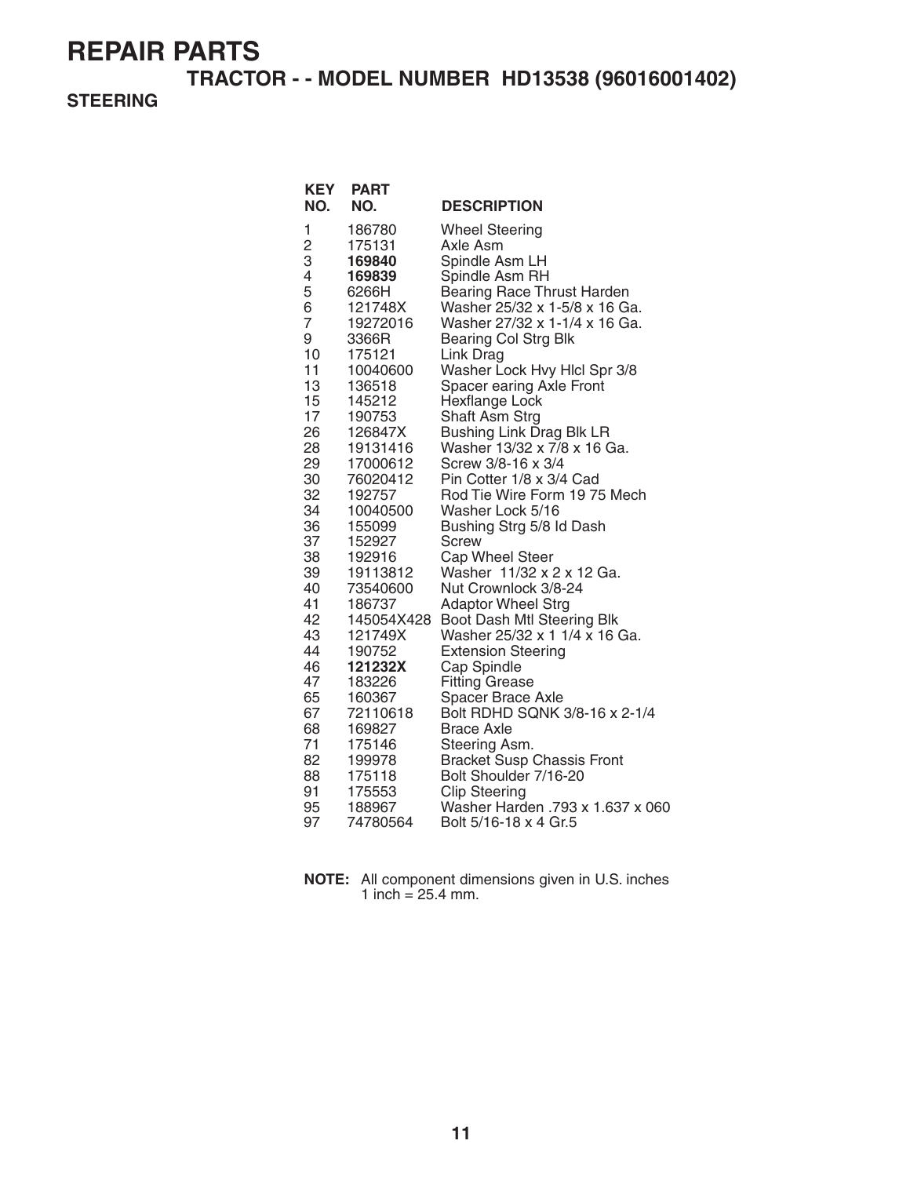# REPAIR PARTS

## TRACTOR - - MODEL NUMBER HD13538 (96016001402)

### STEERING

| KEY NO. | PART NO. | DESCRIPTION |
|---|---|---|
| 1 | 186780 | Wheel Steering |
| 2 | 175131 | Axle Asm |
| 3 | **169840** | Spindle Asm LH |
| 4 | **169839** | Spindle Asm RH |
| 5 | 6266H | Bearing Race Thrust Harden |
| 6 | 121748X | Washer 25/32 x 1-5/8 x 16 Ga. |
| 7 | 19272016 | Washer 27/32 x 1-1/4 x 16 Ga. |
| 9 | 3366R | Bearing Col Strg Blk |
| 10 | 175121 | Link Drag |
| 11 | 10040600 | Washer Lock Hvy Hlcl Spr 3/8 |
| 13 | 136518 | Spacer earing Axle Front |
| 15 | 145212 | Hexflange Lock |
| 17 | 190753 | Shaft Asm Strg |
| 26 | 126847X | Bushing Link Drag Blk LR |
| 28 | 19131416 | Washer 13/32 x 7/8 x 16 Ga. |
| 29 | 17000612 | Screw 3/8-16 x 3/4 |
| 30 | 76020412 | Pin Cotter 1/8 x 3/4 Cad |
| 32 | 192757 | Rod Tie Wire Form 19 75 Mech |
| 34 | 10040500 | Washer Lock 5/16 |
| 36 | 155099 | Bushing Strg 5/8 Id Dash |
| 37 | 152927 | Screw |
| 38 | 192916 | Cap Wheel Steer |
| 39 | 19113812 | Washer 11/32 x 2 x 12 Ga. |
| 40 | 73540600 | Nut Crownlock 3/8-24 |
| 41 | 186737 | Adaptor Wheel Strg |
| 42 | 145054X428 | Boot Dash Mtl Steering Blk |
| 43 | 121749X | Washer 25/32 x 1 1/4 x 16 Ga. |
| 44 | 190752 | Extension Steering |
| 46 | **121232X** | Cap Spindle |
| 47 | 183226 | Fitting Grease |
| 65 | 160367 | Spacer Brace Axle |
| 67 | 72110618 | Bolt RDHD SQNK 3/8-16 x 2-1/4 |
| 68 | 169827 | Brace Axle |
| 71 | 175146 | Steering Asm. |
| 82 | 199978 | Bracket Susp Chassis Front |
| 88 | 175118 | Bolt Shoulder 7/16-20 |
| 91 | 175553 | Clip Steering |
| 95 | 188967 | Washer Harden .793 x 1.637 x 060 |
| 97 | 74780564 | Bolt 5/16-18 x 4 Gr.5 |

**NOTE:** All component dimensions given in U.S. inches
1 inch = 25.4 mm.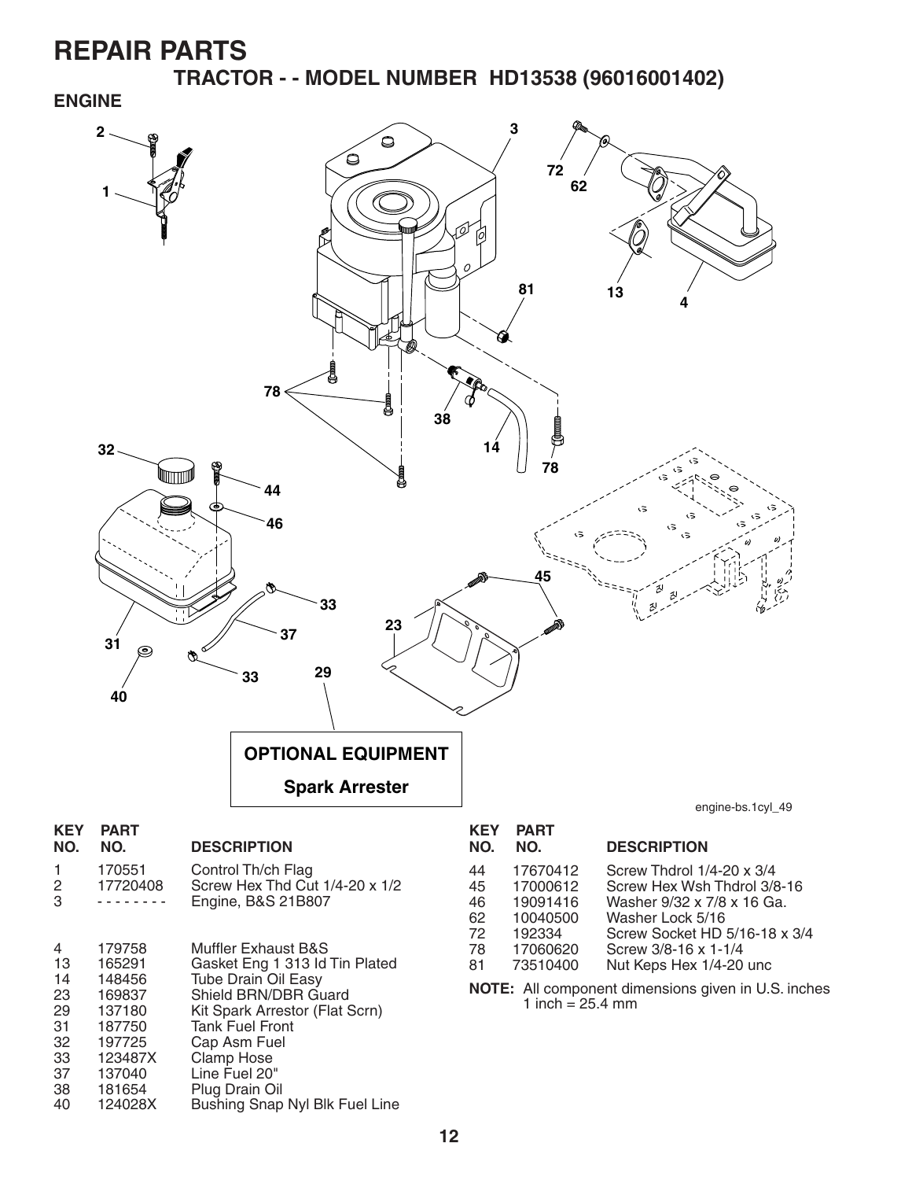# REPAIR PARTS

## TRACTOR - - MODEL NUMBER HD13538 (96016001402)

### ENGINE

**OPTIONAL EQUIPMENT**

**Spark Arrester**

engine-bs.1cyl_49

| KEY NO. | PART NO. | DESCRIPTION |
|---|---|---|
| 1 | 170551 | Control Th/ch Flag |
| 2 | 17720408 | Screw Hex Thd Cut 1/4-20 x 1/2 |
| 3 | - - - - - - - - | Engine, B&S 21B807 |
| 4 | 179758 | Muffler Exhaust B&S |
| 13 | 165291 | Gasket Eng 1 313 Id Tin Plated |
| 14 | 148456 | Tube Drain Oil Easy |
| 23 | 169837 | Shield BRN/DBR Guard |
| 29 | 137180 | Kit Spark Arrestor (Flat Scrn) |
| 31 | 187750 | Tank Fuel Front |
| 32 | 197725 | Cap Asm Fuel |
| 33 | 123487X | Clamp Hose |
| 37 | 137040 | Line Fuel 20" |
| 38 | 181654 | Plug Drain Oil |
| 40 | 124028X | Bushing Snap Nyl Blk Fuel Line |
| 44 | 17670412 | Screw Thdrol 1/4-20 x 3/4 |
| 45 | 17000612 | Screw Hex Wsh Thdrol 3/8-16 |
| 46 | 19091416 | Washer 9/32 x 7/8 x 16 Ga. |
| 62 | 10040500 | Washer Lock 5/16 |
| 72 | 192334 | Screw Socket HD 5/16-18 x 3/4 |
| 78 | 17060620 | Screw 3/8-16 x 1-1/4 |
| 81 | 73510400 | Nut Keps Hex 1/4-20 unc |

**NOTE:** All component dimensions given in U.S. inches
1 inch = 25.4 mm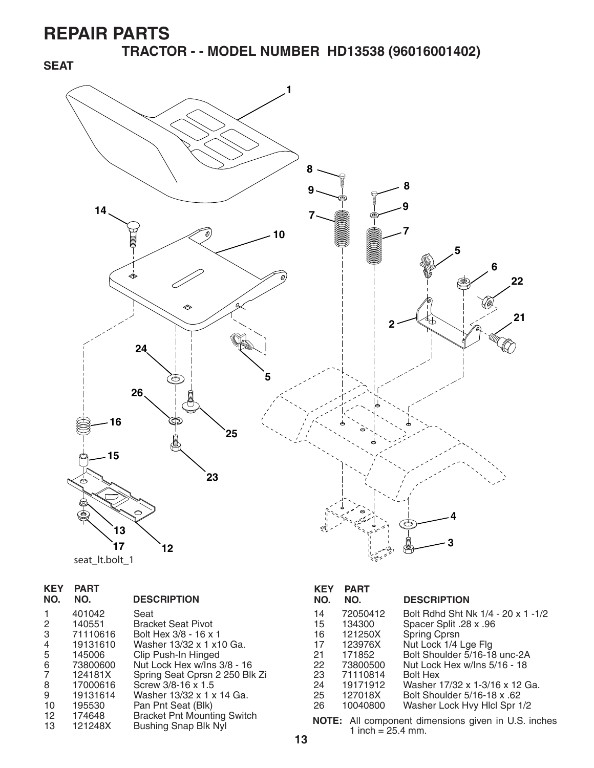# REPAIR PARTS

## TRACTOR - - MODEL NUMBER HD13538 (96016001402)

### SEAT

seat_lt.bolt_1

| KEY NO. | PART NO. | DESCRIPTION |
|---|---|---|
| 1 | 401042 | Seat |
| 2 | 140551 | Bracket Seat Pivot |
| 3 | 71110616 | Bolt Hex 3/8 - 16 x 1 |
| 4 | 19131610 | Washer 13/32 x 1 x10 Ga. |
| 5 | 145006 | Clip Push-In Hinged |
| 6 | 73800600 | Nut Lock Hex w/Ins 3/8 - 16 |
| 7 | 124181X | Spring Seat Cprsn 2 250 Blk Zi |
| 8 | 17000616 | Screw 3/8-16 x 1.5 |
| 9 | 19131614 | Washer 13/32 x 1 x 14 Ga. |
| 10 | 195530 | Pan Pnt Seat (Blk) |
| 12 | 174648 | Bracket Pnt Mounting Switch |
| 13 | 121248X | Bushing Snap Blk Nyl |
| 14 | 72050412 | Bolt Rdhd Sht Nk 1/4 - 20 x 1 -1/2 |
| 15 | 134300 | Spacer Split .28 x .96 |
| 16 | 121250X | Spring Cprsn |
| 17 | 123976X | Nut Lock 1/4 Lge Flg |
| 21 | 171852 | Bolt Shoulder 5/16-18 unc-2A |
| 22 | 73800500 | Nut Lock Hex w/Ins 5/16 - 18 |
| 23 | 71110814 | Bolt Hex |
| 24 | 19171912 | Washer 17/32 x 1-3/16 x 12 Ga. |
| 25 | 127018X | Bolt Shoulder 5/16-18 x .62 |
| 26 | 10040800 | Washer Lock Hvy Hlcl Spr 1/2 |

**NOTE:** All component dimensions given in U.S. inches 1 inch = 25.4 mm.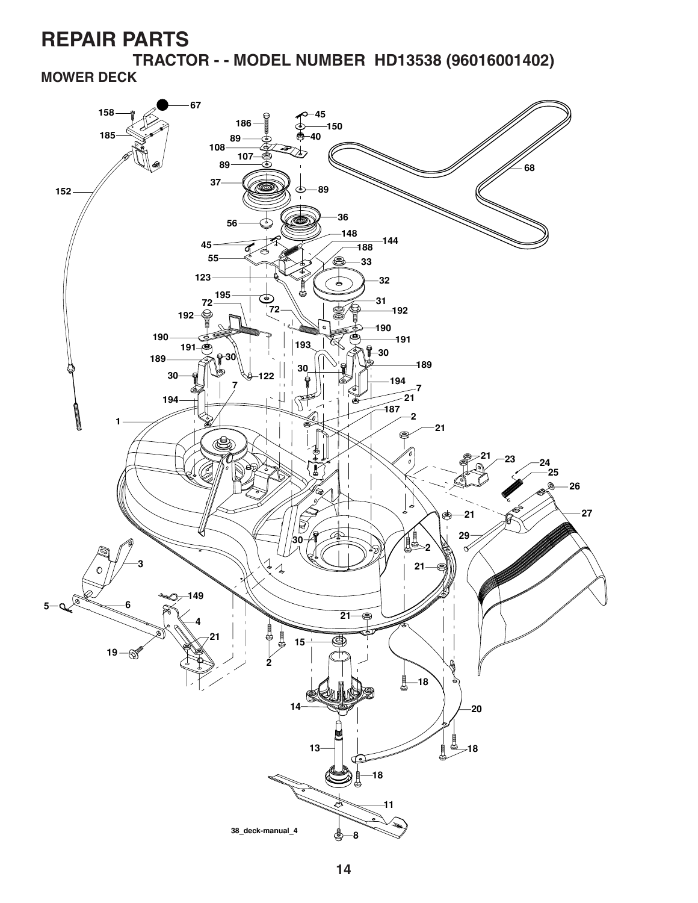# REPAIR PARTS

## TRACTOR - - MODEL NUMBER HD13538 (96016001402)

### MOWER DECK

38_deck-manual_4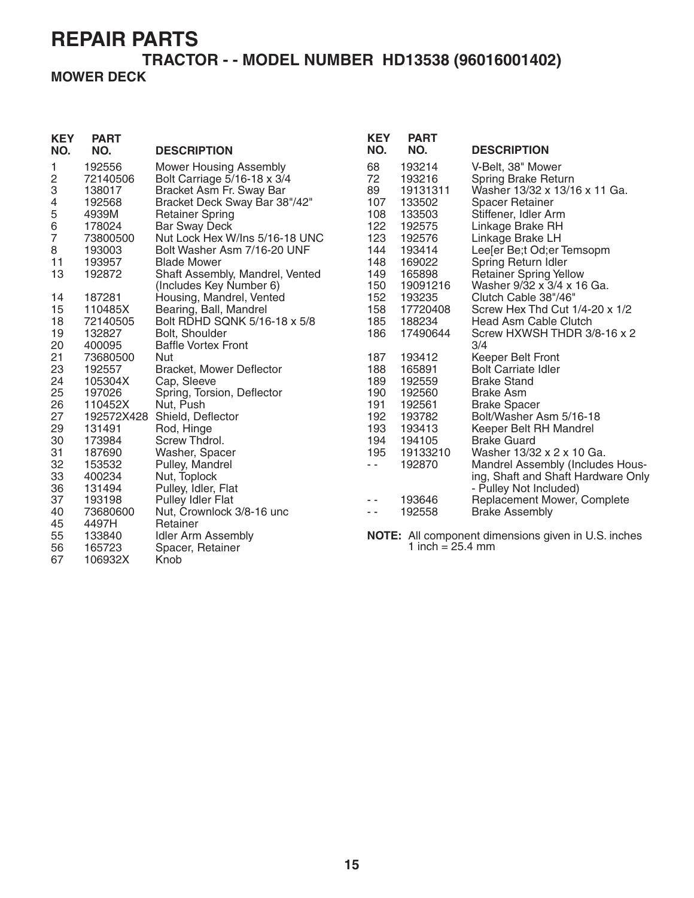# REPAIR PARTS

## TRACTOR - - MODEL NUMBER HD13538 (96016001402)

### MOWER DECK

| KEY NO. | PART NO. | DESCRIPTION |
|---|---|---|
| 1 | 192556 | Mower Housing Assembly |
| 2 | 72140506 | Bolt Carriage 5/16-18 x 3/4 |
| 3 | 138017 | Bracket Asm Fr. Sway Bar |
| 4 | 192568 | Bracket Deck Sway Bar 38"/42" |
| 5 | 4939M | Retainer Spring |
| 6 | 178024 | Bar Sway Deck |
| 7 | 73800500 | Nut Lock Hex W/Ins 5/16-18 UNC |
| 8 | 193003 | Bolt Washer Asm 7/16-20 UNF |
| 11 | 193957 | Blade Mower |
| 13 | 192872 | Shaft Assembly, Mandrel, Vented (Includes Key Number 6) |
| 14 | 187281 | Housing, Mandrel, Vented |
| 15 | 110485X | Bearing, Ball, Mandrel |
| 18 | 72140505 | Bolt RDHD SQNK 5/16-18 x 5/8 |
| 19 | 132827 | Bolt, Shoulder |
| 20 | 400095 | Baffle Vortex Front |
| 21 | 73680500 | Nut |
| 23 | 192557 | Bracket, Mower Deflector |
| 24 | 105304X | Cap, Sleeve |
| 25 | 197026 | Spring, Torsion, Deflector |
| 26 | 110452X | Nut, Push |
| 27 | 192572X428 | Shield, Deflector |
| 29 | 131491 | Rod, Hinge |
| 30 | 173984 | Screw Thdrol. |
| 31 | 187690 | Washer, Spacer |
| 32 | 153532 | Pulley, Mandrel |
| 33 | 400234 | Nut, Toplock |
| 36 | 131494 | Pulley, Idler, Flat |
| 37 | 193198 | Pulley Idler Flat |
| 40 | 73680600 | Nut, Crownlock 3/8-16 unc |
| 45 | 4497H | Retainer |
| 55 | 133840 | Idler Arm Assembly |
| 56 | 165723 | Spacer, Retainer |
| 67 | 106932X | Knob |
| 68 | 193214 | V-Belt, 38" Mower |
| 72 | 193216 | Spring Brake Return |
| 89 | 19131311 | Washer 13/32 x 13/16 x 11 Ga. |
| 107 | 133502 | Spacer Retainer |
| 108 | 133503 | Stiffener, Idler Arm |
| 122 | 192575 | Linkage Brake RH |
| 123 | 192576 | Linkage Brake LH |
| 144 | 193414 | Lee[er Be;t Od;er Temsopm |
| 148 | 169022 | Spring Return Idler |
| 149 | 165898 | Retainer Spring Yellow |
| 150 | 19091216 | Washer 9/32 x 3/4 x 16 Ga. |
| 152 | 193235 | Clutch Cable 38"/46" |
| 158 | 17720408 | Screw Hex Thd Cut 1/4-20 x 1/2 |
| 185 | 188234 | Head Asm Cable Clutch |
| 186 | 17490644 | Screw HXWSH THDR 3/8-16 x 2 3/4 |
| 187 | 193412 | Keeper Belt Front |
| 188 | 165891 | Bolt Carriate Idler |
| 189 | 192559 | Brake Stand |
| 190 | 192560 | Brake Asm |
| 191 | 192561 | Brake Spacer |
| 192 | 193782 | Bolt/Washer Asm 5/16-18 |
| 193 | 193413 | Keeper Belt RH Mandrel |
| 194 | 194105 | Brake Guard |
| 195 | 19133210 | Washer 13/32 x 2 x 10 Ga. |
| - - | 192870 | Mandrel Assembly (Includes Housing, Shaft and Shaft Hardware Only - Pulley Not Included) |
| - - | 193646 | Replacement Mower, Complete |
| - - | 192558 | Brake Assembly |

**NOTE:** All component dimensions given in U.S. inches
1 inch = 25.4 mm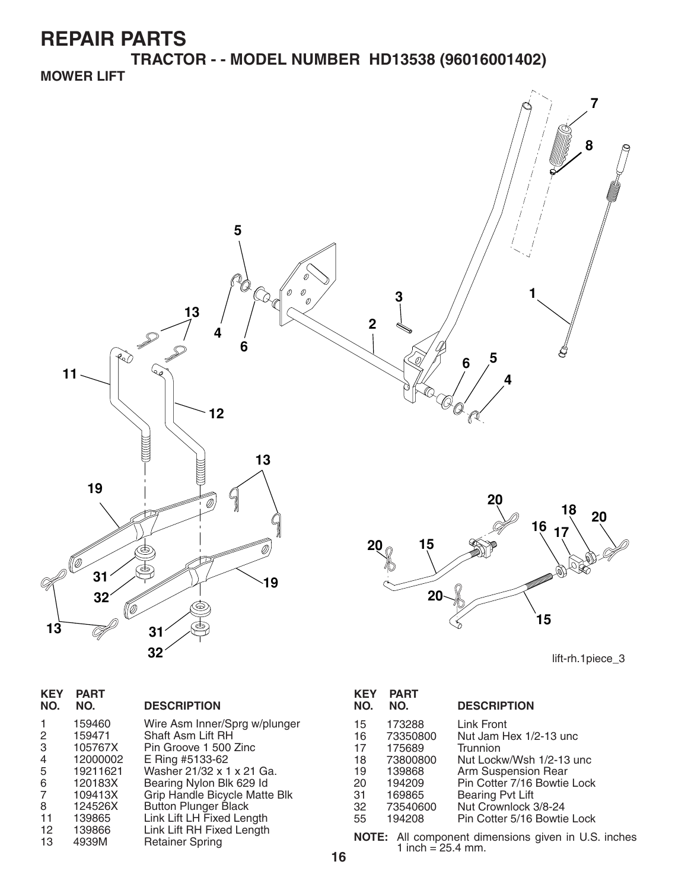# REPAIR PARTS

## TRACTOR - - MODEL NUMBER HD13538 (96016001402)

### MOWER LIFT

lift-rh.1piece_3

| KEY NO. | PART NO. | DESCRIPTION |
|---|---|---|
| 1 | 159460 | Wire Asm Inner/Sprg w/plunger |
| 2 | 159471 | Shaft Asm Lift RH |
| 3 | 105767X | Pin Groove 1 500 Zinc |
| 4 | 12000002 | E Ring #5133-62 |
| 5 | 19211621 | Washer 21/32 x 1 x 21 Ga. |
| 6 | 120183X | Bearing Nylon Blk 629 Id |
| 7 | 109413X | Grip Handle Bicycle Matte Blk |
| 8 | 124526X | Button Plunger Black |
| 11 | 139865 | Link Lift LH Fixed Length |
| 12 | 139866 | Link Lift RH Fixed Length |
| 13 | 4939M | Retainer Spring |
| 15 | 173288 | Link Front |
| 16 | 73350800 | Nut Jam Hex 1/2-13 unc |
| 17 | 175689 | Trunnion |
| 18 | 73800800 | Nut Lockw/Wsh 1/2-13 unc |
| 19 | 139868 | Arm Suspension Rear |
| 20 | 194209 | Pin Cotter 7/16 Bowtie Lock |
| 31 | 169865 | Bearing Pvt Lift |
| 32 | 73540600 | Nut Crownlock 3/8-24 |
| 55 | 194208 | Pin Cotter 5/16 Bowtie Lock |

**NOTE:** All component dimensions given in U.S. inches
1 inch = 25.4 mm.